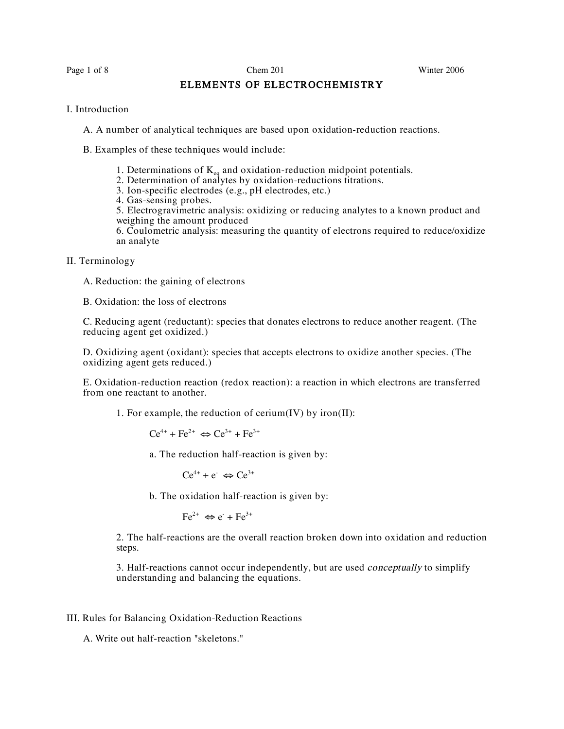# ELEMENTS OF ELECTROCHEMISTRY

## I. Introduction

A. A number of analytical techniques are based upon oxidation-reduction reactions.

B. Examples of these techniques would include:

1. Determinations of $K_{eq}$ and oxidation-reduction midpoint potentials.
2. Determination of analytes by oxidation-reductions titrations.
3. Ion-specific electrodes (e.g., pH electrodes, etc.)
4. Gas-sensing probes.
5. Electrogravimetric analysis: oxidizing or reducing analytes to a known product and weighing the amount produced
6. Coulometric analysis: measuring the quantity of electrons required to reduce/oxidize an analyte

## II. Terminology

A. Reduction: the gaining of electrons

B. Oxidation: the loss of electrons

C. Reducing agent (reductant): species that donates electrons to reduce another reagent. (The reducing agent get oxidized.)

D. Oxidizing agent (oxidant): species that accepts electrons to oxidize another species. (The oxidizing agent gets reduced.)

E. Oxidation-reduction reaction (redox reaction): a reaction in which electrons are transferred from one reactant to another.

1. For example, the reduction of cerium(IV) by iron(II):

$$Ce^{4+} + Fe^{2+} \Leftrightarrow Ce^{3+} + Fe^{3+}$$

a. The reduction half-reaction is given by:

$$Ce^{4+} + e^- \Leftrightarrow Ce^{3+}$$

b. The oxidation half-reaction is given by:

$$Fe^{2+} \Leftrightarrow e^- + Fe^{3+}$$

2. The half-reactions are the overall reaction broken down into oxidation and reduction steps.

3. Half-reactions cannot occur independently, but are used *conceptually* to simplify understanding and balancing the equations.

## III. Rules for Balancing Oxidation-Reduction Reactions

A. Write out half-reaction "skeletons."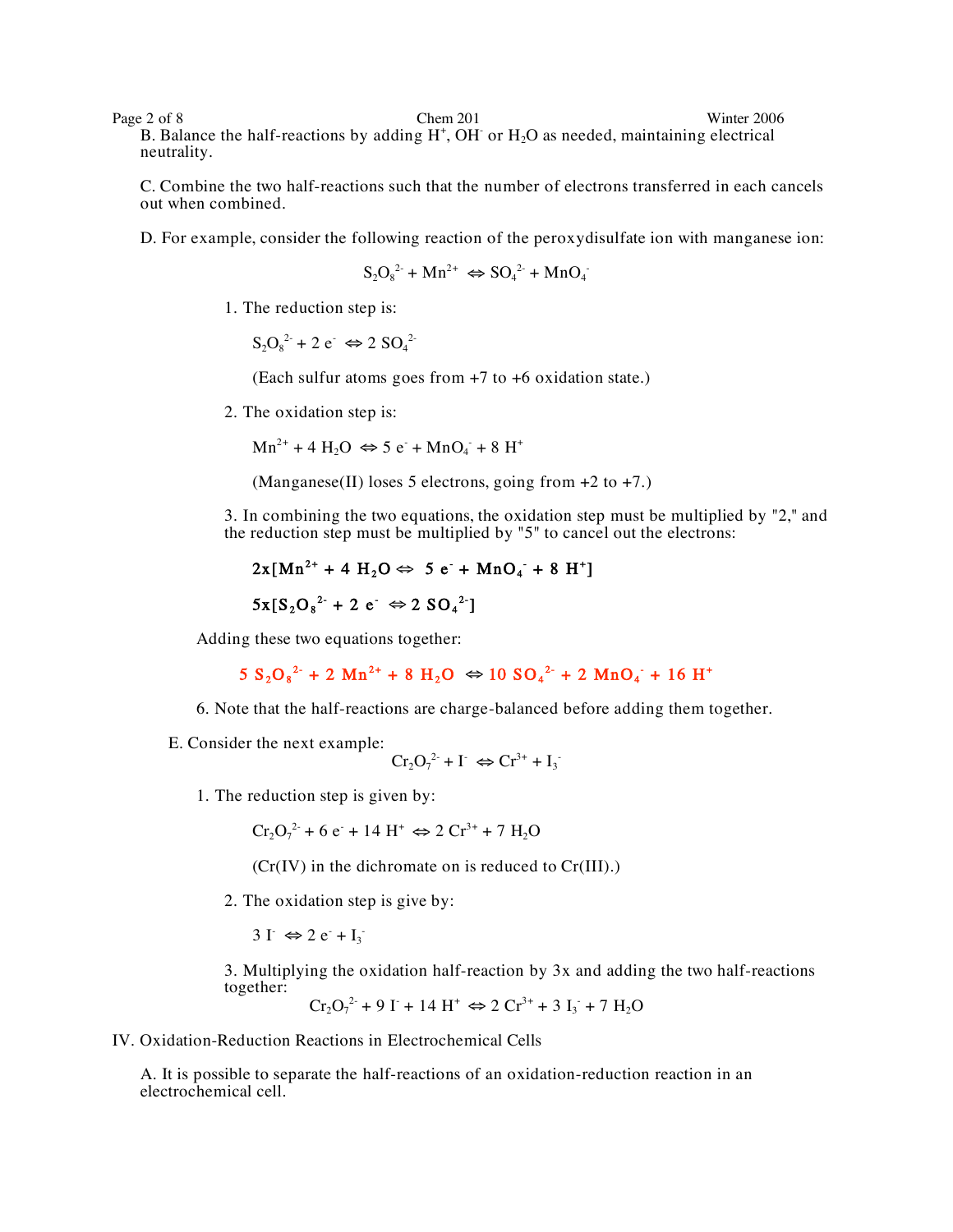B. Balance the half-reactions by adding $H^+$, $OH^-$ or $H_2O$ as needed, maintaining electrical neutrality.

C. Combine the two half-reactions such that the number of electrons transferred in each cancels out when combined.

D. For example, consider the following reaction of the peroxydisulfate ion with manganese ion:

$$S_2O_8^{2-} + Mn^{2+} \Leftrightarrow SO_4^{2-} + MnO_4^-$$

1. The reduction step is:

   $S_2O_8^{2-} + 2\ e^- \Leftrightarrow 2\ SO_4^{2-}$

   (Each sulfur atoms goes from +7 to +6 oxidation state.)

2. The oxidation step is:

   $Mn^{2+} + 4\ H_2O \Leftrightarrow 5\ e^- + MnO_4^- + 8\ H^+$

   (Manganese(II) loses 5 electrons, going from +2 to +7.)

3. In combining the two equations, the oxidation step must be multiplied by "2," and the reduction step must be multiplied by "5" to cancel out the electrons:

   **$2x[Mn^{2+} + 4\ H_2O \Leftrightarrow 5\ e^- + MnO_4^- + 8\ H^+]$**

   **$5x[S_2O_8^{2-} + 2\ e^- \Leftrightarrow 2\ SO_4^{2-}]$**

Adding these two equations together:

**$$5\ S_2O_8^{2-} + 2\ Mn^{2+} + 8\ H_2O \Leftrightarrow 10\ SO_4^{2-} + 2\ MnO_4^- + 16\ H^+$$**

6. Note that the half-reactions are charge-balanced before adding them together.

E. Consider the next example:

$$Cr_2O_7^{2-} + I^- \Leftrightarrow Cr^{3+} + I_3^-$$

1. The reduction step is given by:

   $Cr_2O_7^{2-} + 6\ e^- + 14\ H^+ \Leftrightarrow 2\ Cr^{3+} + 7\ H_2O$

   (Cr(IV) in the dichromate on is reduced to Cr(III).)

2. The oxidation step is give by:

   $3\ I^- \Leftrightarrow 2\ e^- + I_3^-$

3. Multiplying the oxidation half-reaction by 3x and adding the two half-reactions together:

$$Cr_2O_7^{2-} + 9\ I^- + 14\ H^+ \Leftrightarrow 2\ Cr^{3+} + 3\ I_3^- + 7\ H_2O$$

IV. Oxidation-Reduction Reactions in Electrochemical Cells

A. It is possible to separate the half-reactions of an oxidation-reduction reaction in an electrochemical cell.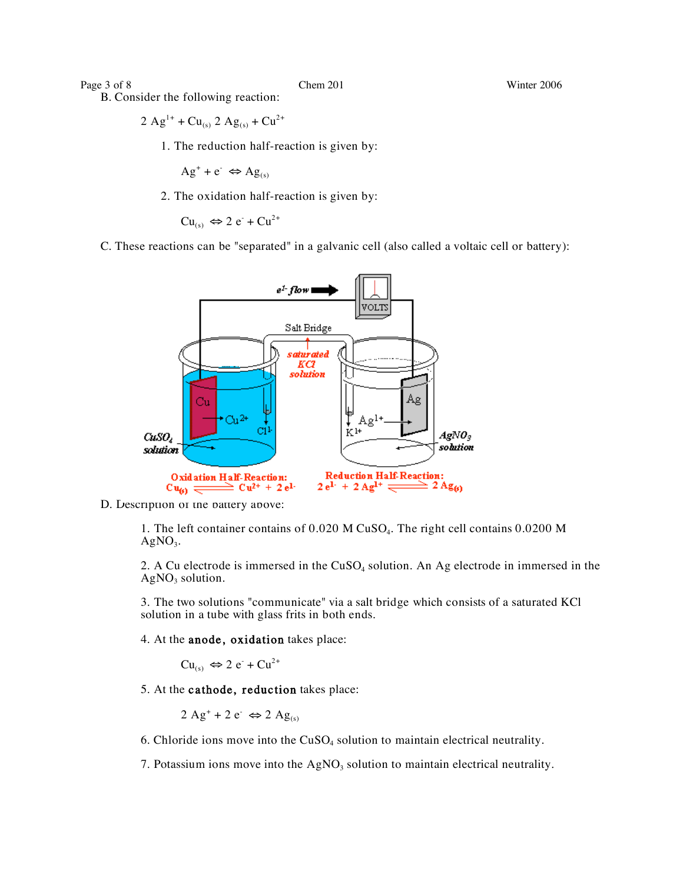B. Consider the following reaction:

$$2\ Ag^{1+} + Cu_{(s)}\ 2\ Ag_{(s)} + Cu^{2+}$$

1. The reduction half-reaction is given by:

$$Ag^{+} + e^{-} \Leftrightarrow Ag_{(s)}$$

2. The oxidation half-reaction is given by:

$$Cu_{(s)} \Leftrightarrow 2\ e^{-} + Cu^{2+}$$

C. These reactions can be "separated" in a galvanic cell (also called a voltaic cell or battery):

D. Description of the battery above:

1. The left container contains of 0.020 M $CuSO_4$. The right cell contains 0.0200 M $AgNO_3$.

2. A Cu electrode is immersed in the $CuSO_4$ solution. An Ag electrode in immersed in the $AgNO_3$ solution.

3. The two solutions "communicate" via a salt bridge which consists of a saturated KCl solution in a tube with glass frits in both ends.

4. At the **anode, oxidation** takes place:

$$Cu_{(s)} \Leftrightarrow 2\ e^{-} + Cu^{2+}$$

5. At the **cathode, reduction** takes place:

$$2\ Ag^{+} + 2\ e^{-} \Leftrightarrow 2\ Ag_{(s)}$$

6. Chloride ions move into the $CuSO_4$ solution to maintain electrical neutrality.

7. Potassium ions move into the $AgNO_3$ solution to maintain electrical neutrality.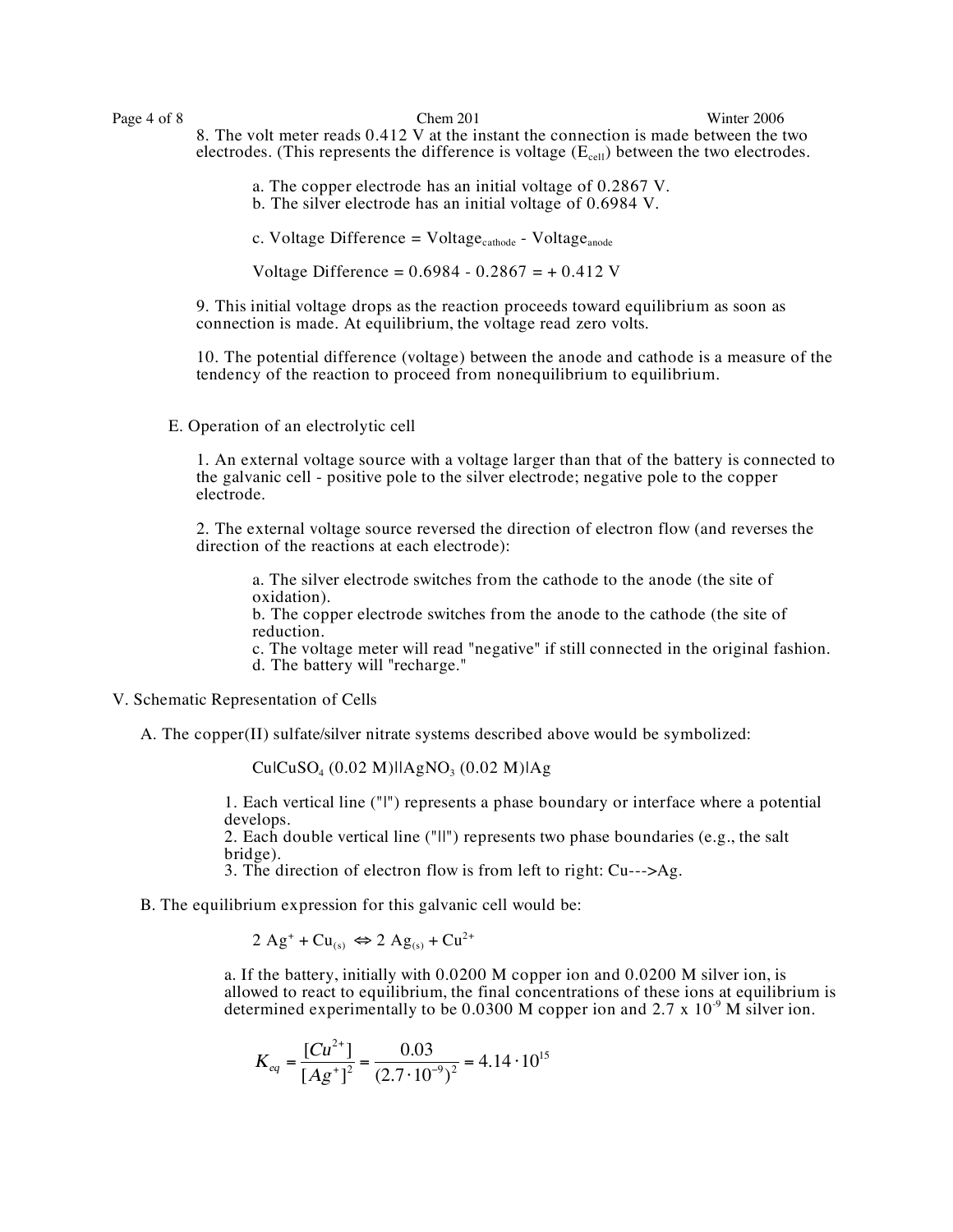8. The volt meter reads 0.412 V at the instant the connection is made between the two electrodes. (This represents the difference is voltage ($E_{cell}$) between the two electrodes.

a. The copper electrode has an initial voltage of 0.2867 V.
b. The silver electrode has an initial voltage of 0.6984 V.

c. Voltage Difference = $\text{Voltage}_{cathode}$ - $\text{Voltage}_{anode}$

Voltage Difference = 0.6984 - 0.2867 = + 0.412 V

9. This initial voltage drops as the reaction proceeds toward equilibrium as soon as connection is made. At equilibrium, the voltage read zero volts.

10. The potential difference (voltage) between the anode and cathode is a measure of the tendency of the reaction to proceed from nonequilibrium to equilibrium.

E. Operation of an electrolytic cell

1. An external voltage source with a voltage larger than that of the battery is connected to the galvanic cell - positive pole to the silver electrode; negative pole to the copper electrode.

2. The external voltage source reversed the direction of electron flow (and reverses the direction of the reactions at each electrode):

a. The silver electrode switches from the cathode to the anode (the site of oxidation).
b. The copper electrode switches from the anode to the cathode (the site of reduction.
c. The voltage meter will read "negative" if still connected in the original fashion.
d. The battery will "recharge."

V. Schematic Representation of Cells

A. The copper(II) sulfate/silver nitrate systems described above would be symbolized:

Cu|$CuSO_4$ (0.02 M)||$AgNO_3$ (0.02 M)|Ag

1. Each vertical line ("|") represents a phase boundary or interface where a potential develops.
2. Each double vertical line ("||") represents two phase boundaries (e.g., the salt bridge).
3. The direction of electron flow is from left to right: Cu--->Ag.

B. The equilibrium expression for this galvanic cell would be:

$$2\ Ag^{+} + Cu_{(s)} \Leftrightarrow 2\ Ag_{(s)} + Cu^{2+}$$

a. If the battery, initially with 0.0200 M copper ion and 0.0200 M silver ion, is allowed to react to equilibrium, the final concentrations of these ions at equilibrium is determined experimentally to be 0.0300 M copper ion and 2.7 x $10^{-9}$ M silver ion.

$$K_{eq} = \frac{[Cu^{2+}]}{[Ag^{+}]^2} = \frac{0.03}{(2.7 \cdot 10^{-9})^2} = 4.14 \cdot 10^{15}$$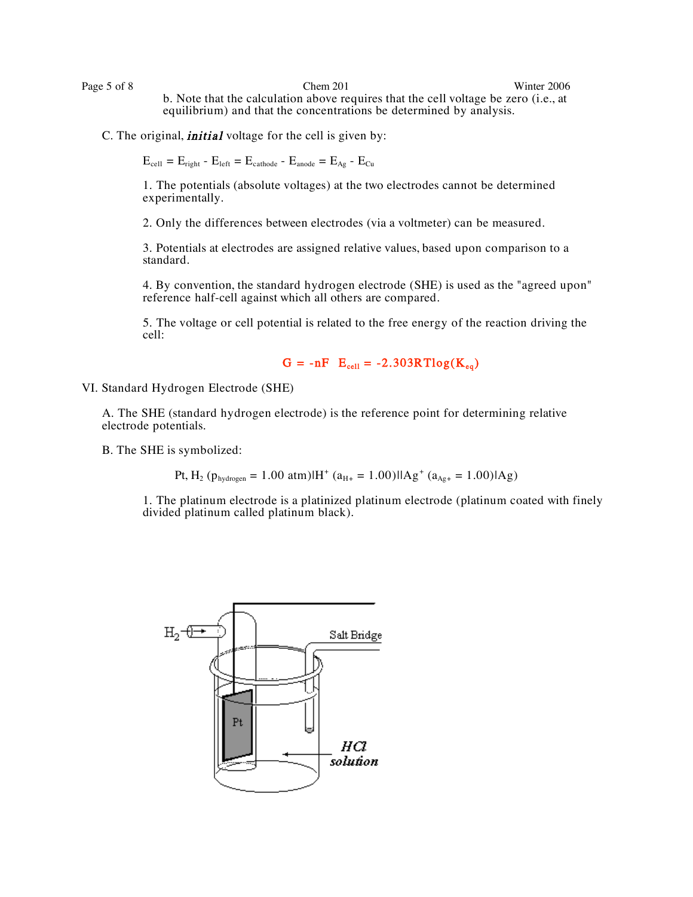b. Note that the calculation above requires that the cell voltage be zero (i.e., at equilibrium) and that the concentrations be determined by analysis.

C. The original, ***initial*** voltage for the cell is given by:

$$E_{cell} = E_{right} - E_{left} = E_{cathode} - E_{anode} = E_{Ag} - E_{Cu}$$

1. The potentials (absolute voltages) at the two electrodes cannot be determined experimentally.

2. Only the differences between electrodes (via a voltmeter) can be measured.

3. Potentials at electrodes are assigned relative values, based upon comparison to a standard.

4. By convention, the standard hydrogen electrode (SHE) is used as the "agreed upon" reference half-cell against which all others are compared.

5. The voltage or cell potential is related to the free energy of the reaction driving the cell:

$$G = -nF \ E_{cell} = -2.303RT\log(K_{eq})$$

VI. Standard Hydrogen Electrode (SHE)

A. The SHE (standard hydrogen electrode) is the reference point for determining relative electrode potentials.

B. The SHE is symbolized:

$$Pt, H_2\ (p_{hydrogen} = 1.00\ atm)|H^+\ (a_{H+} = 1.00)||Ag^+\ (a_{Ag+} = 1.00)|Ag)$$

1. The platinum electrode is a platinized platinum electrode (platinum coated with finely divided platinum called platinum black).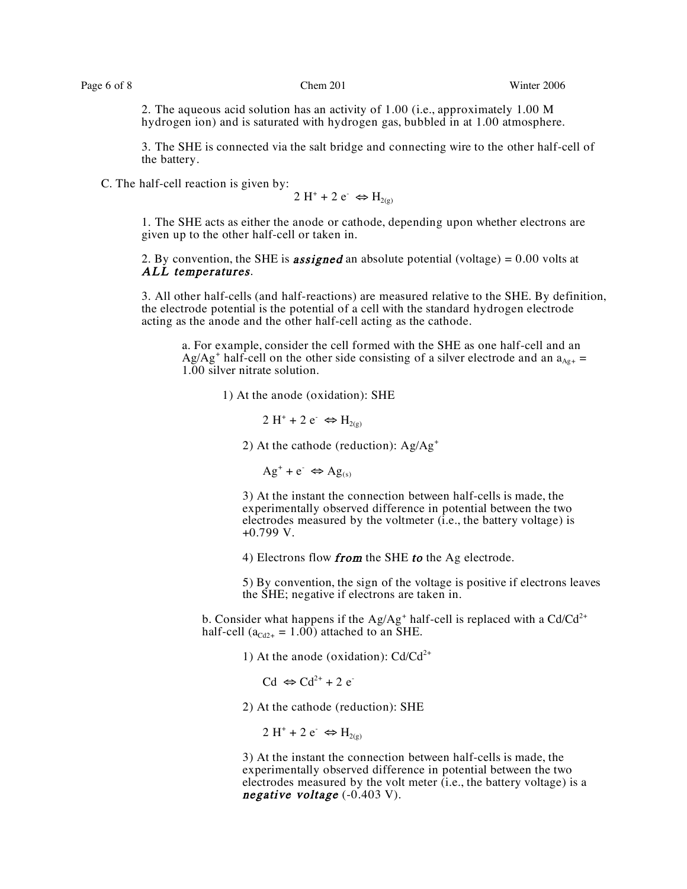2. The aqueous acid solution has an activity of 1.00 (i.e., approximately 1.00 M hydrogen ion) and is saturated with hydrogen gas, bubbled in at 1.00 atmosphere.

3. The SHE is connected via the salt bridge and connecting wire to the other half-cell of the battery.

C. The half-cell reaction is given by:

$$2\ H^+ + 2\ e^- \Leftrightarrow H_{2(g)}$$

1. The SHE acts as either the anode or cathode, depending upon whether electrons are given up to the other half-cell or taken in.

2. By convention, the SHE is ***assigned*** an absolute potential (voltage) = 0.00 volts at ***ALL temperatures***.

3. All other half-cells (and half-reactions) are measured relative to the SHE. By definition, the electrode potential is the potential of a cell with the standard hydrogen electrode acting as the anode and the other half-cell acting as the cathode.

a. For example, consider the cell formed with the SHE as one half-cell and an $Ag/Ag^+$ half-cell on the other side consisting of a silver electrode and an $a_{Ag+} =$ 1.00 silver nitrate solution.

1) At the anode (oxidation): SHE

$$2\ H^+ + 2\ e^- \Leftrightarrow H_{2(g)}$$

2) At the cathode (reduction): $Ag/Ag^+$

$$Ag^+ + e^- \Leftrightarrow Ag_{(s)}$$

3) At the instant the connection between half-cells is made, the experimentally observed difference in potential between the two electrodes measured by the voltmeter (i.e., the battery voltage) is +0.799 V.

4) Electrons flow ***from*** the SHE ***to*** the Ag electrode.

5) By convention, the sign of the voltage is positive if electrons leaves the SHE; negative if electrons are taken in.

b. Consider what happens if the $Ag/Ag^+$ half-cell is replaced with a $Cd/Cd^{2+}$ half-cell ($a_{Cd2+} = 1.00$) attached to an SHE.

1) At the anode (oxidation): $Cd/Cd^{2+}$

$$Cd \Leftrightarrow Cd^{2+} + 2\ e^-$$

2) At the cathode (reduction): SHE

$$2\ H^+ + 2\ e^- \Leftrightarrow H_{2(g)}$$

3) At the instant the connection between half-cells is made, the experimentally observed difference in potential between the two electrodes measured by the volt meter (i.e., the battery voltage) is a ***negative voltage*** (-0.403 V).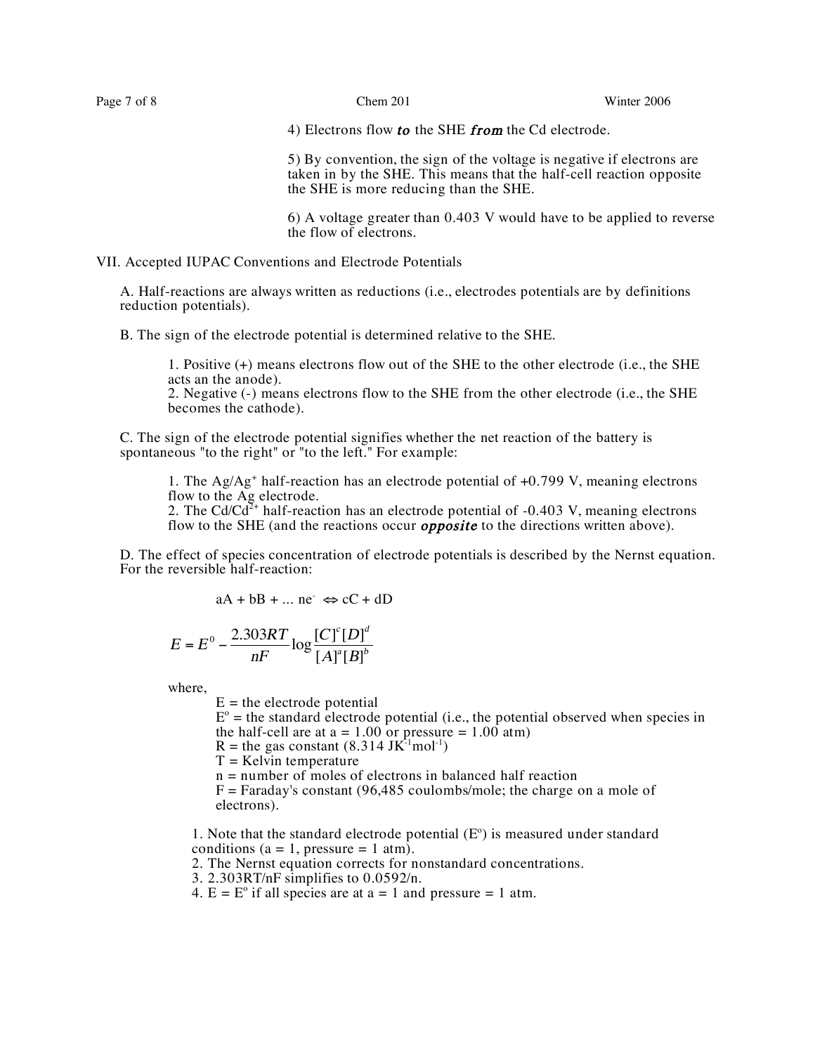4) Electrons flow ***to*** the SHE ***from*** the Cd electrode.

5) By convention, the sign of the voltage is negative if electrons are taken in by the SHE. This means that the half-cell reaction opposite the SHE is more reducing than the SHE.

6) A voltage greater than 0.403 V would have to be applied to reverse the flow of electrons.

## VII. Accepted IUPAC Conventions and Electrode Potentials

A. Half-reactions are always written as reductions (i.e., electrodes potentials are by definitions reduction potentials).

B. The sign of the electrode potential is determined relative to the SHE.

1. Positive (+) means electrons flow out of the SHE to the other electrode (i.e., the SHE acts an the anode).
2. Negative (-) means electrons flow to the SHE from the other electrode (i.e., the SHE becomes the cathode).

C. The sign of the electrode potential signifies whether the net reaction of the battery is spontaneous "to the right" or "to the left." For example:

1. The $Ag/Ag^{+}$ half-reaction has an electrode potential of +0.799 V, meaning electrons flow to the Ag electrode.
2. The $Cd/Cd^{2+}$ half-reaction has an electrode potential of -0.403 V, meaning electrons flow to the SHE (and the reactions occur ***opposite*** to the directions written above).

D. The effect of species concentration of electrode potentials is described by the Nernst equation. For the reversible half-reaction:

$$aA + bB + \ldots ne^{-} \Leftrightarrow cC + dD$$

$$E = E^{0} - \frac{2.303RT}{nF}\log\frac{[C]^{c}[D]^{d}}{[A]^{a}[B]^{b}}$$

where,

$E$ = the electrode potential
$E^{o}$ = the standard electrode potential (i.e., the potential observed when species in the half-cell are at a = 1.00 or pressure = 1.00 atm)
$R$ = the gas constant ($8.314\ JK^{-1}mol^{-1}$)
$T$ = Kelvin temperature
$n$ = number of moles of electrons in balanced half reaction
$F$ = Faraday's constant (96,485 coulombs/mole; the charge on a mole of electrons).

1. Note that the standard electrode potential ($E^{o}$) is measured under standard conditions (a = 1, pressure = 1 atm).
2. The Nernst equation corrects for nonstandard concentrations.
3. $2.303RT/nF$ simplifies to $0.0592/n$.
4. $E = E^{o}$ if all species are at a = 1 and pressure = 1 atm.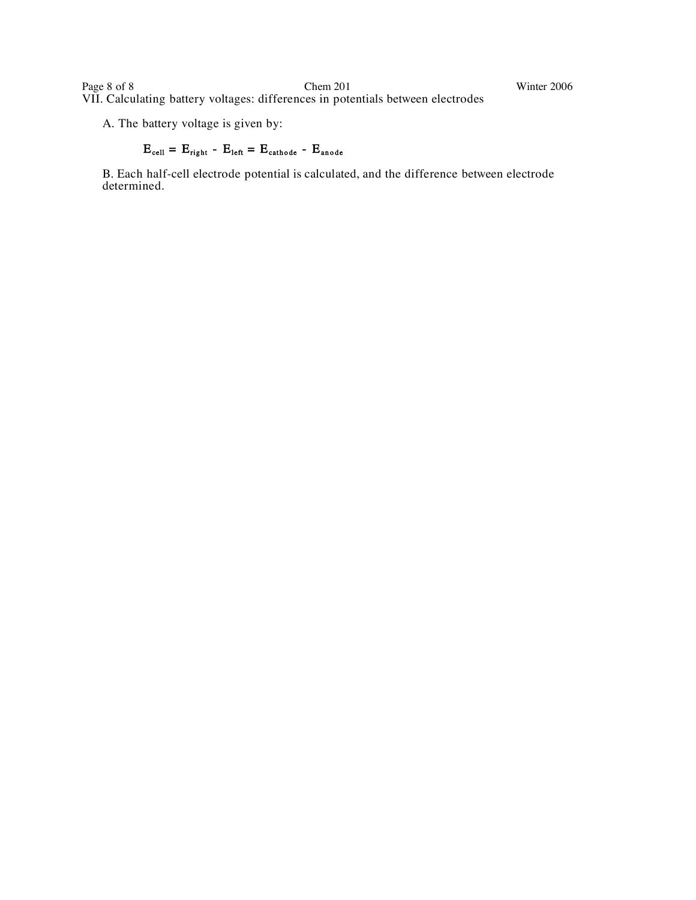VII. Calculating battery voltages: differences in potentials between electrodes

A. The battery voltage is given by:

$$E_{cell} = E_{right} - E_{left} = E_{cathode} - E_{anode}$$

B. Each half-cell electrode potential is calculated, and the difference between electrode determined.